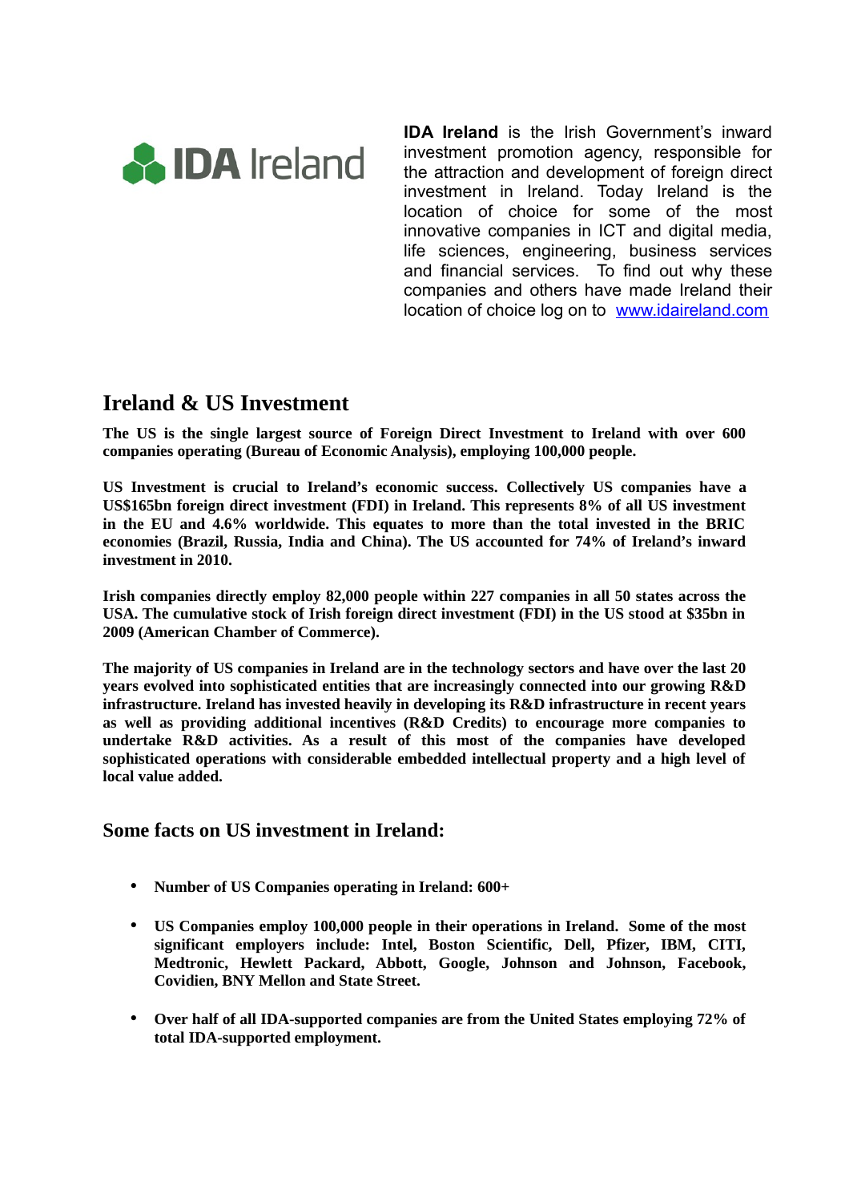IDA Ireland

**IDA Ireland** is the Irish Government's inward investment promotion agency, responsible for the attraction and development of foreign direct investment in Ireland. Today Ireland is the location of choice for some of the most innovative companies in ICT and digital media, life sciences, engineering, business services and financial services. To find out why these companies and others have made Ireland their location of choice log on to [www.idaireland.com](http://www.idaireland.com)

## Ireland & US Investment

**The US is the single largest source of Foreign Direct Investment to Ireland with over 600 companies operating (Bureau of Economic Analysis), employing 100,000 people.**

**US Investment is crucial to Ireland's economic success. Collectively US companies have a US$165bn foreign direct investment (FDI) in Ireland. This represents 8% of all US investment in the EU and 4.6% worldwide. This equates to more than the total invested in the BRIC economies (Brazil, Russia, India and China). The US accounted for 74% of Ireland's inward investment in 2010.**

**Irish companies directly employ 82,000 people within 227 companies in all 50 states across the USA. The cumulative stock of Irish foreign direct investment (FDI) in the US stood at $35bn in 2009 (American Chamber of Commerce).**

**The majority of US companies in Ireland are in the technology sectors and have over the last 20 years evolved into sophisticated entities that are increasingly connected into our growing R&D infrastructure. Ireland has invested heavily in developing its R&D infrastructure in recent years as well as providing additional incentives (R&D Credits) to encourage more companies to undertake R&D activities. As a result of this most of the companies have developed sophisticated operations with considerable embedded intellectual property and a high level of local value added.**

### Some facts on US investment in Ireland:

- **Number of US Companies operating in Ireland: 600+**
- **US Companies employ 100,000 people in their operations in Ireland. Some of the most significant employers include: Intel, Boston Scientific, Dell, Pfizer, IBM, CITI, Medtronic, Hewlett Packard, Abbott, Google, Johnson and Johnson, Facebook, Covidien, BNY Mellon and State Street.**
- **Over half of all IDA-supported companies are from the United States employing 72% of total IDA-supported employment.**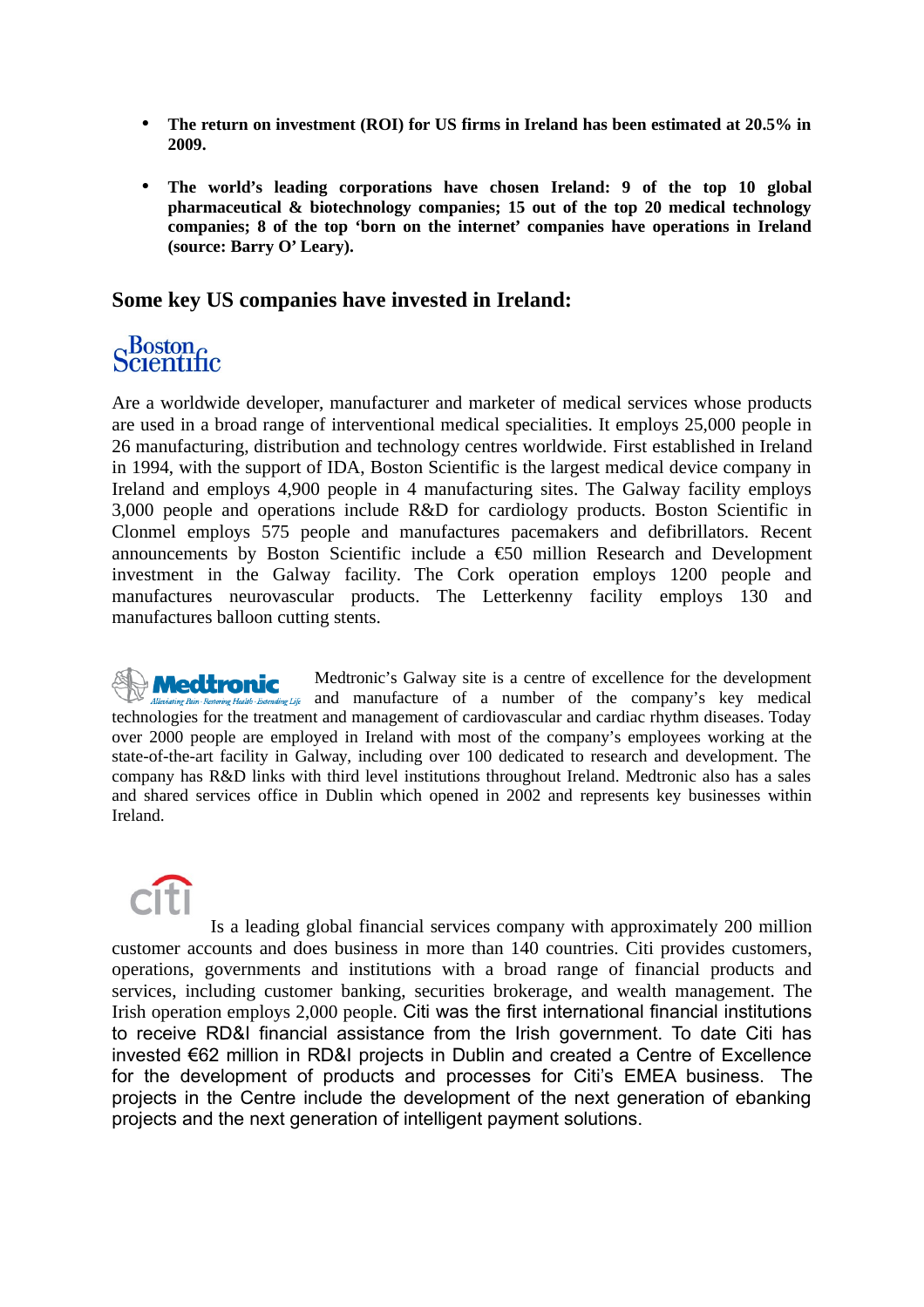- **The return on investment (ROI) for US firms in Ireland has been estimated at 20.5% in 2009.**

- **The world's leading corporations have chosen Ireland: 9 of the top 10 global pharmaceutical & biotechnology companies; 15 out of the top 20 medical technology companies; 8 of the top 'born on the internet' companies have operations in Ireland (source: Barry O' Leary).**

## Some key US companies have invested in Ireland:

Boston Scientific

Are a worldwide developer, manufacturer and marketer of medical services whose products are used in a broad range of interventional medical specialities. It employs 25,000 people in 26 manufacturing, distribution and technology centres worldwide. First established in Ireland in 1994, with the support of IDA, Boston Scientific is the largest medical device company in Ireland and employs 4,900 people in 4 manufacturing sites. The Galway facility employs 3,000 people and operations include R&D for cardiology products. Boston Scientific in Clonmel employs 575 people and manufactures pacemakers and defibrillators. Recent announcements by Boston Scientific include a €50 million Research and Development investment in the Galway facility. The Cork operation employs 1200 people and manufactures neurovascular products. The Letterkenny facility employs 130 and manufactures balloon cutting stents.

Medtronic — Alleviating Pain · Restoring Health · Extending Life

Medtronic's Galway site is a centre of excellence for the development and manufacture of a number of the company's key medical technologies for the treatment and management of cardiovascular and cardiac rhythm diseases. Today over 2000 people are employed in Ireland with most of the company's employees working at the state-of-the-art facility in Galway, including over 100 dedicated to research and development. The company has R&D links with third level institutions throughout Ireland. Medtronic also has a sales and shared services office in Dublin which opened in 2002 and represents key businesses within Ireland.

citi

Is a leading global financial services company with approximately 200 million customer accounts and does business in more than 140 countries. Citi provides customers, operations, governments and institutions with a broad range of financial products and services, including customer banking, securities brokerage, and wealth management. The Irish operation employs 2,000 people. Citi was the first international financial institutions to receive RD&I financial assistance from the Irish government. To date Citi has invested €62 million in RD&I projects in Dublin and created a Centre of Excellence for the development of products and processes for Citi's EMEA business. The projects in the Centre include the development of the next generation of ebanking projects and the next generation of intelligent payment solutions.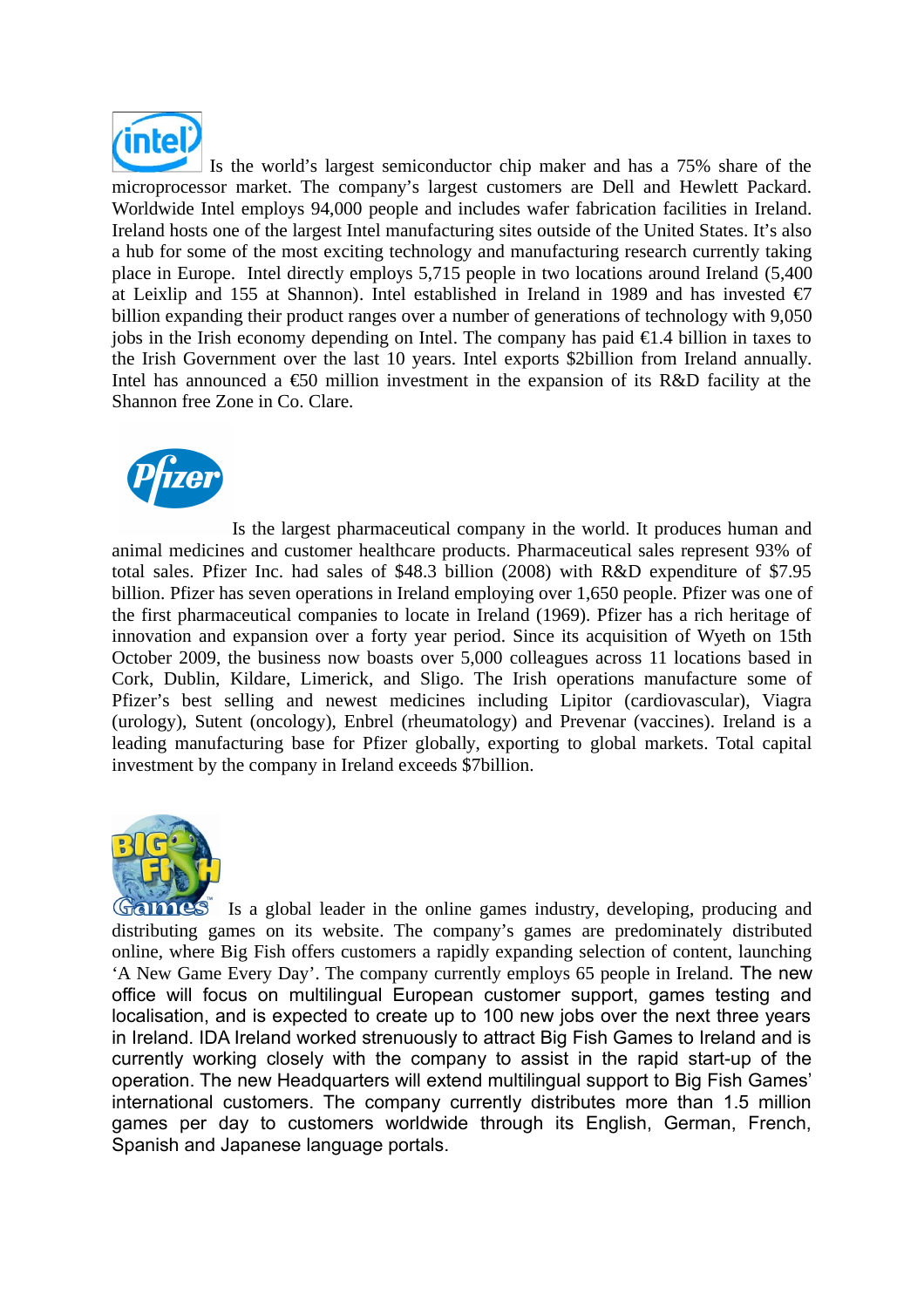Is the world's largest semiconductor chip maker and has a 75% share of the microprocessor market. The company's largest customers are Dell and Hewlett Packard. Worldwide Intel employs 94,000 people and includes wafer fabrication facilities in Ireland. Ireland hosts one of the largest Intel manufacturing sites outside of the United States. It's also a hub for some of the most exciting technology and manufacturing research currently taking place in Europe. Intel directly employs 5,715 people in two locations around Ireland (5,400 at Leixlip and 155 at Shannon). Intel established in Ireland in 1989 and has invested €7 billion expanding their product ranges over a number of generations of technology with 9,050 jobs in the Irish economy depending on Intel. The company has paid €1.4 billion in taxes to the Irish Government over the last 10 years. Intel exports $2billion from Ireland annually. Intel has announced a €50 million investment in the expansion of its R&D facility at the Shannon free Zone in Co. Clare.

Is the largest pharmaceutical company in the world. It produces human and animal medicines and customer healthcare products. Pharmaceutical sales represent 93% of total sales. Pfizer Inc. had sales of $48.3 billion (2008) with R&D expenditure of $7.95 billion. Pfizer has seven operations in Ireland employing over 1,650 people. Pfizer was one of the first pharmaceutical companies to locate in Ireland (1969). Pfizer has a rich heritage of innovation and expansion over a forty year period. Since its acquisition of Wyeth on 15th October 2009, the business now boasts over 5,000 colleagues across 11 locations based in Cork, Dublin, Kildare, Limerick, and Sligo. The Irish operations manufacture some of Pfizer's best selling and newest medicines including Lipitor (cardiovascular), Viagra (urology), Sutent (oncology), Enbrel (rheumatology) and Prevenar (vaccines). Ireland is a leading manufacturing base for Pfizer globally, exporting to global markets. Total capital investment by the company in Ireland exceeds $7billion.

Is a global leader in the online games industry, developing, producing and distributing games on its website. The company's games are predominately distributed online, where Big Fish offers customers a rapidly expanding selection of content, launching 'A New Game Every Day'. The company currently employs 65 people in Ireland. The new office will focus on multilingual European customer support, games testing and localisation, and is expected to create up to 100 new jobs over the next three years in Ireland. IDA Ireland worked strenuously to attract Big Fish Games to Ireland and is currently working closely with the company to assist in the rapid start-up of the operation. The new Headquarters will extend multilingual support to Big Fish Games' international customers. The company currently distributes more than 1.5 million games per day to customers worldwide through its English, German, French, Spanish and Japanese language portals.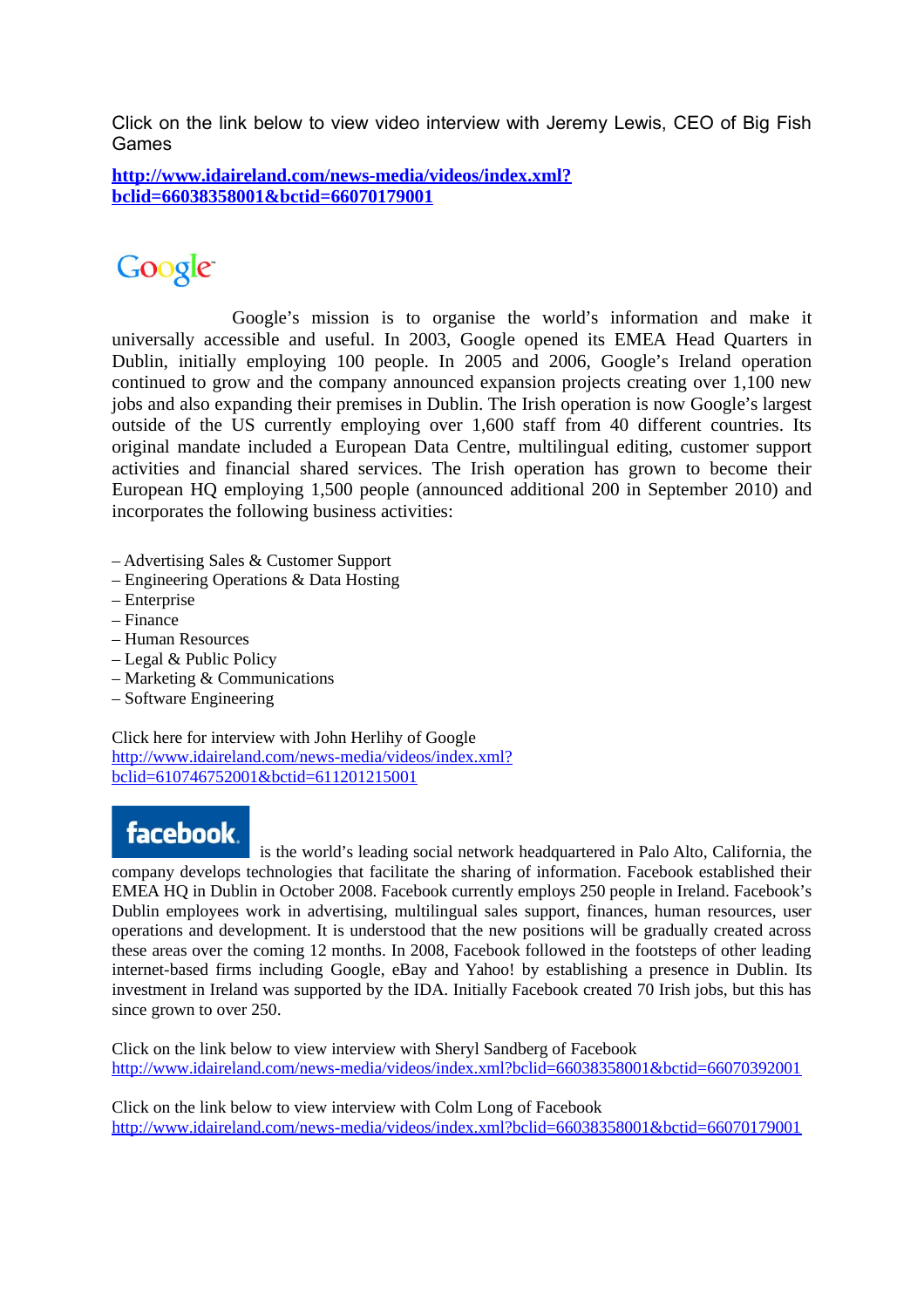Click on the link below to view video interview with Jeremy Lewis, CEO of Big Fish Games

**http://www.idaireland.com/news-media/videos/index.xml?bclid=66038358001&bctid=66070179001**

## Google

Google's mission is to organise the world's information and make it universally accessible and useful. In 2003, Google opened its EMEA Head Quarters in Dublin, initially employing 100 people. In 2005 and 2006, Google's Ireland operation continued to grow and the company announced expansion projects creating over 1,100 new jobs and also expanding their premises in Dublin. The Irish operation is now Google's largest outside of the US currently employing over 1,600 staff from 40 different countries. Its original mandate included a European Data Centre, multilingual editing, customer support activities and financial shared services. The Irish operation has grown to become their European HQ employing 1,500 people (announced additional 200 in September 2010) and incorporates the following business activities:

– Advertising Sales & Customer Support
– Engineering Operations & Data Hosting
– Enterprise
– Finance
– Human Resources
– Legal & Public Policy
– Marketing & Communications
– Software Engineering

Click here for interview with John Herlihy of Google
http://www.idaireland.com/news-media/videos/index.xml?bclid=610746752001&bctid=611201215001

**facebook** is the world's leading social network headquartered in Palo Alto, California, the company develops technologies that facilitate the sharing of information. Facebook established their EMEA HQ in Dublin in October 2008. Facebook currently employs 250 people in Ireland. Facebook's Dublin employees work in advertising, multilingual sales support, finances, human resources, user operations and development. It is understood that the new positions will be gradually created across these areas over the coming 12 months. In 2008, Facebook followed in the footsteps of other leading internet-based firms including Google, eBay and Yahoo! by establishing a presence in Dublin. Its investment in Ireland was supported by the IDA. Initially Facebook created 70 Irish jobs, but this has since grown to over 250.

Click on the link below to view interview with Sheryl Sandberg of Facebook
http://www.idaireland.com/news-media/videos/index.xml?bclid=66038358001&bctid=66070392001

Click on the link below to view interview with Colm Long of Facebook
http://www.idaireland.com/news-media/videos/index.xml?bclid=66038358001&bctid=66070179001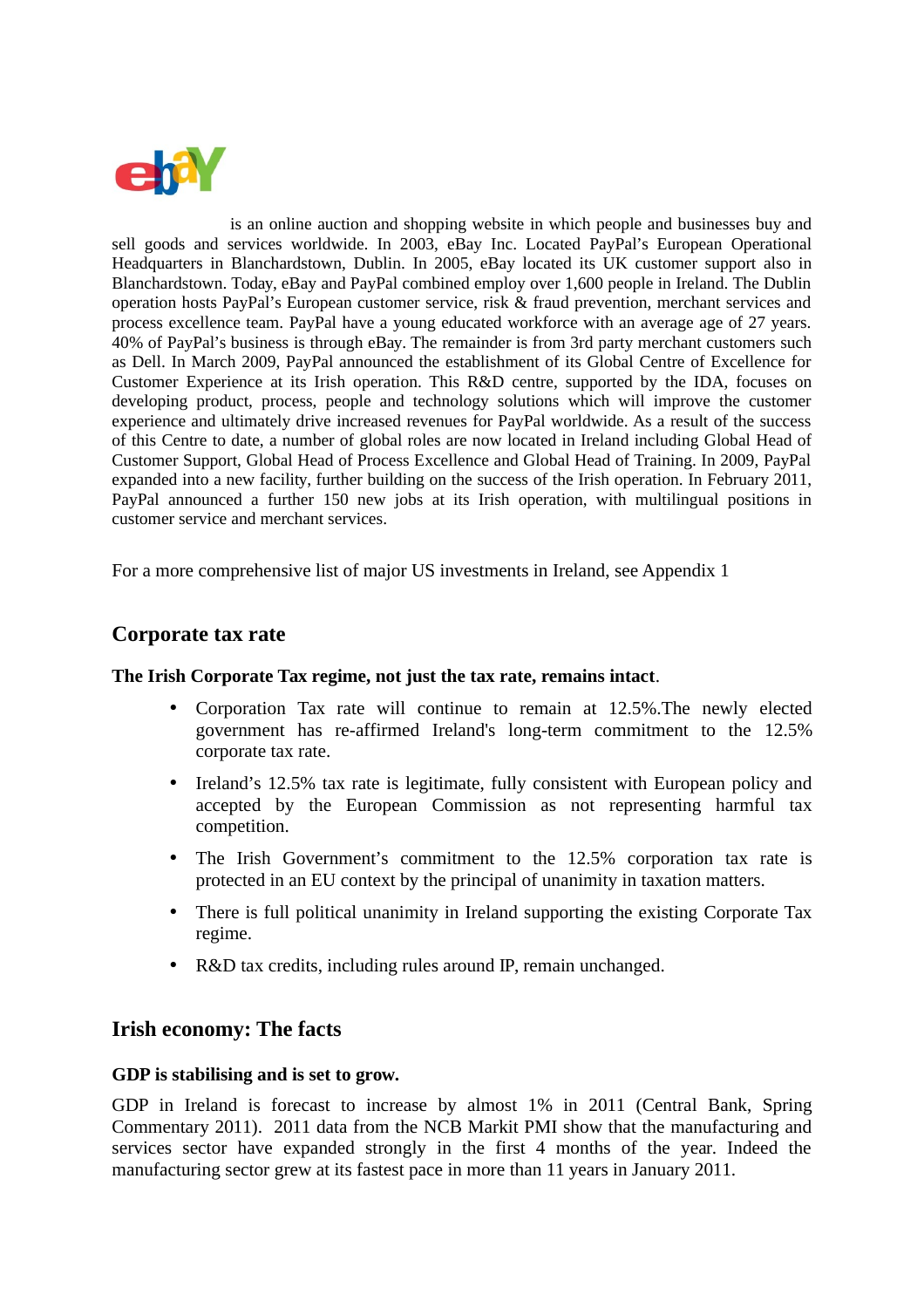is an online auction and shopping website in which people and businesses buy and sell goods and services worldwide. In 2003, eBay Inc. Located PayPal's European Operational Headquarters in Blanchardstown, Dublin. In 2005, eBay located its UK customer support also in Blanchardstown. Today, eBay and PayPal combined employ over 1,600 people in Ireland. The Dublin operation hosts PayPal's European customer service, risk & fraud prevention, merchant services and process excellence team. PayPal have a young educated workforce with an average age of 27 years. 40% of PayPal's business is through eBay. The remainder is from 3rd party merchant customers such as Dell. In March 2009, PayPal announced the establishment of its Global Centre of Excellence for Customer Experience at its Irish operation. This R&D centre, supported by the IDA, focuses on developing product, process, people and technology solutions which will improve the customer experience and ultimately drive increased revenues for PayPal worldwide. As a result of the success of this Centre to date, a number of global roles are now located in Ireland including Global Head of Customer Support, Global Head of Process Excellence and Global Head of Training. In 2009, PayPal expanded into a new facility, further building on the success of the Irish operation. In February 2011, PayPal announced a further 150 new jobs at its Irish operation, with multilingual positions in customer service and merchant services.

For a more comprehensive list of major US investments in Ireland, see Appendix 1

## Corporate tax rate

**The Irish Corporate Tax regime, not just the tax rate, remains intact**.

- Corporation Tax rate will continue to remain at 12.5%.The newly elected government has re-affirmed Ireland's long-term commitment to the 12.5% corporate tax rate.
- Ireland's 12.5% tax rate is legitimate, fully consistent with European policy and accepted by the European Commission as not representing harmful tax competition.
- The Irish Government's commitment to the 12.5% corporation tax rate is protected in an EU context by the principal of unanimity in taxation matters.
- There is full political unanimity in Ireland supporting the existing Corporate Tax regime.
- R&D tax credits, including rules around IP, remain unchanged.

## Irish economy: The facts

**GDP is stabilising and is set to grow.**

GDP in Ireland is forecast to increase by almost 1% in 2011 (Central Bank, Spring Commentary 2011). 2011 data from the NCB Markit PMI show that the manufacturing and services sector have expanded strongly in the first 4 months of the year. Indeed the manufacturing sector grew at its fastest pace in more than 11 years in January 2011.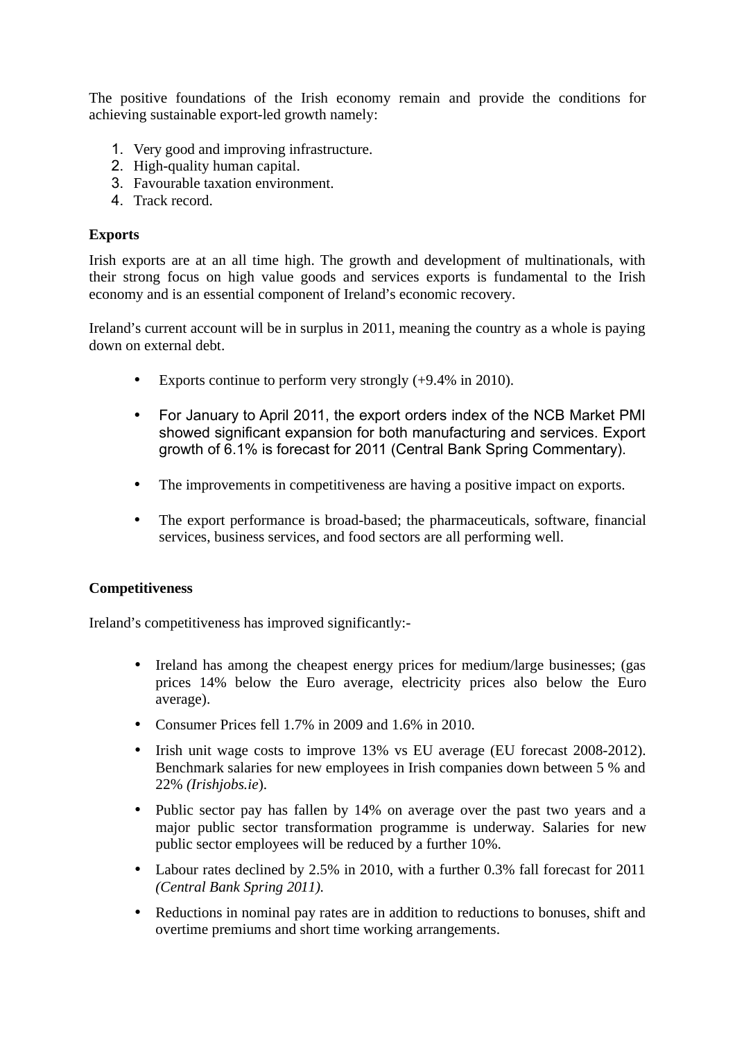The positive foundations of the Irish economy remain and provide the conditions for achieving sustainable export-led growth namely:

1. Very good and improving infrastructure.
2. High-quality human capital.
3. Favourable taxation environment.
4. Track record.

**Exports**

Irish exports are at an all time high. The growth and development of multinationals, with their strong focus on high value goods and services exports is fundamental to the Irish economy and is an essential component of Ireland's economic recovery.

Ireland's current account will be in surplus in 2011, meaning the country as a whole is paying down on external debt.

- Exports continue to perform very strongly (+9.4% in 2010).
- For January to April 2011, the export orders index of the NCB Market PMI showed significant expansion for both manufacturing and services. Export growth of 6.1% is forecast for 2011 (Central Bank Spring Commentary).
- The improvements in competitiveness are having a positive impact on exports.
- The export performance is broad-based; the pharmaceuticals, software, financial services, business services, and food sectors are all performing well.

**Competitiveness**

Ireland's competitiveness has improved significantly:-

- Ireland has among the cheapest energy prices for medium/large businesses; (gas prices 14% below the Euro average, electricity prices also below the Euro average).
- Consumer Prices fell 1.7% in 2009 and 1.6% in 2010.
- Irish unit wage costs to improve 13% vs EU average (EU forecast 2008-2012). Benchmark salaries for new employees in Irish companies down between 5 % and 22% *(Irishjobs.ie)*.
- Public sector pay has fallen by 14% on average over the past two years and a major public sector transformation programme is underway. Salaries for new public sector employees will be reduced by a further 10%.
- Labour rates declined by 2.5% in 2010, with a further 0.3% fall forecast for 2011 *(Central Bank Spring 2011).*
- Reductions in nominal pay rates are in addition to reductions to bonuses, shift and overtime premiums and short time working arrangements.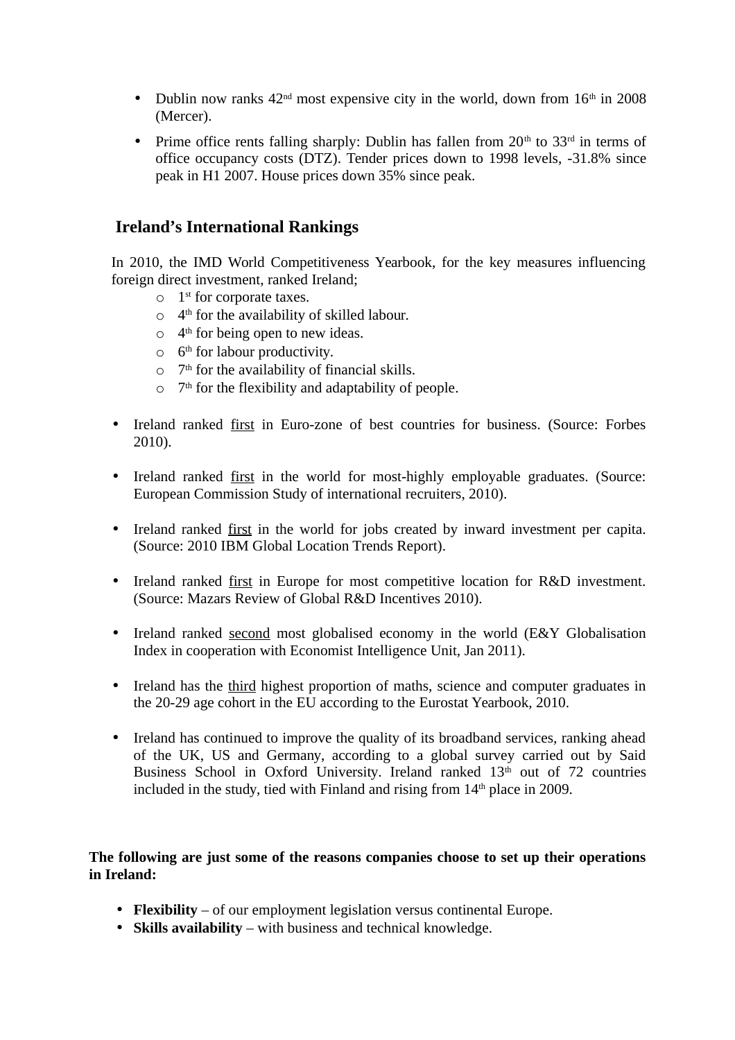- Dublin now ranks 42nd most expensive city in the world, down from 16th in 2008 (Mercer).
- Prime office rents falling sharply: Dublin has fallen from 20th to 33rd in terms of office occupancy costs (DTZ). Tender prices down to 1998 levels, -31.8% since peak in H1 2007. House prices down 35% since peak.

## Ireland's International Rankings

In 2010, the IMD World Competitiveness Yearbook, for the key measures influencing foreign direct investment, ranked Ireland;

- 1st for corporate taxes.
- 4th for the availability of skilled labour.
- 4th for being open to new ideas.
- 6th for labour productivity.
- 7th for the availability of financial skills.
- 7th for the flexibility and adaptability of people.

- Ireland ranked first in Euro-zone of best countries for business. (Source: Forbes 2010).

- Ireland ranked first in the world for most-highly employable graduates. (Source: European Commission Study of international recruiters, 2010).

- Ireland ranked first in the world for jobs created by inward investment per capita. (Source: 2010 IBM Global Location Trends Report).

- Ireland ranked first in Europe for most competitive location for R&D investment. (Source: Mazars Review of Global R&D Incentives 2010).

- Ireland ranked second most globalised economy in the world (E&Y Globalisation Index in cooperation with Economist Intelligence Unit, Jan 2011).

- Ireland has the third highest proportion of maths, science and computer graduates in the 20-29 age cohort in the EU according to the Eurostat Yearbook, 2010.

- Ireland has continued to improve the quality of its broadband services, ranking ahead of the UK, US and Germany, according to a global survey carried out by Said Business School in Oxford University. Ireland ranked 13th out of 72 countries included in the study, tied with Finland and rising from 14th place in 2009.

**The following are just some of the reasons companies choose to set up their operations in Ireland:**

- **Flexibility** – of our employment legislation versus continental Europe.
- **Skills availability** – with business and technical knowledge.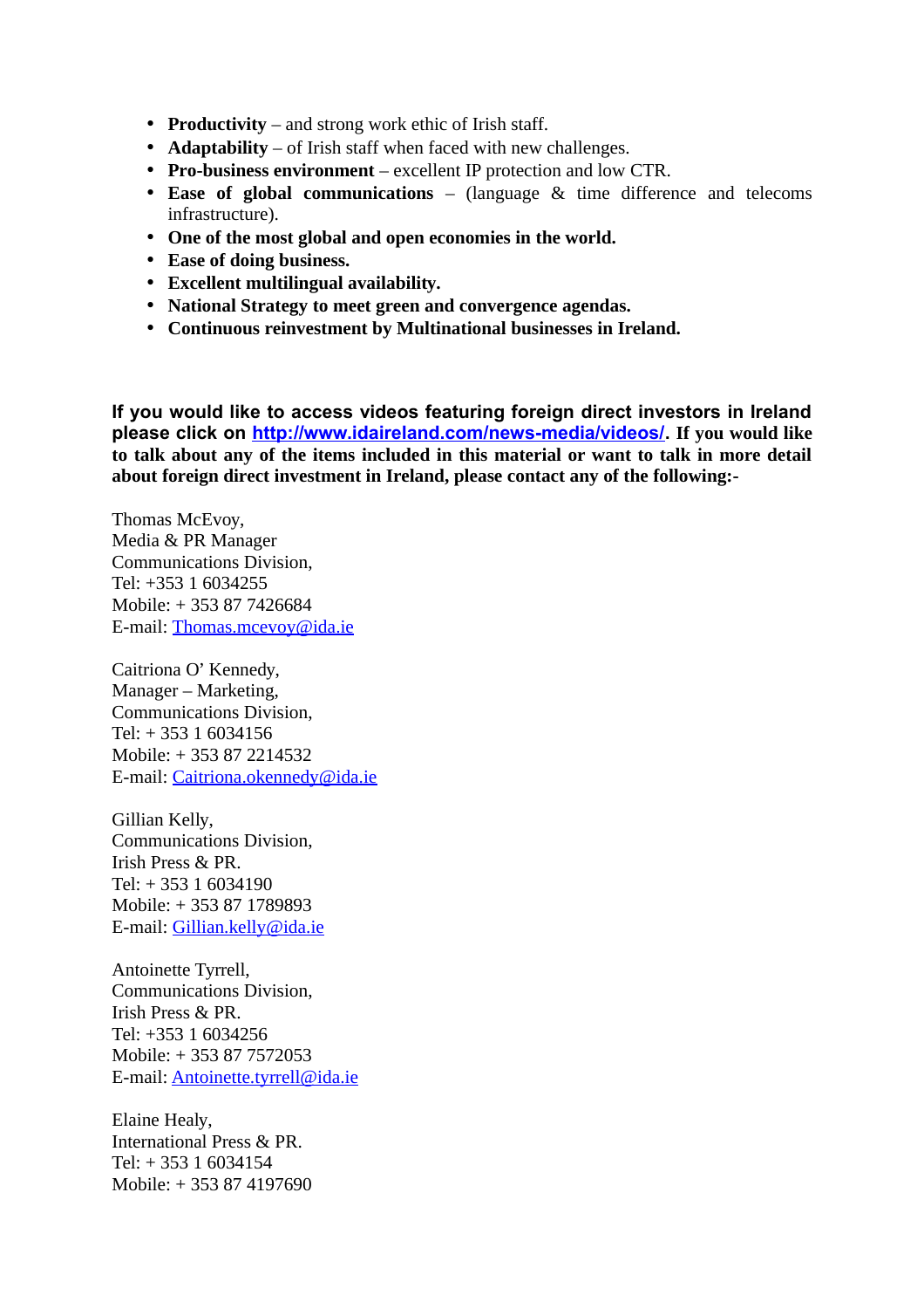- **Productivity** – and strong work ethic of Irish staff.
- **Adaptability** – of Irish staff when faced with new challenges.
- **Pro-business environment** – excellent IP protection and low CTR.
- **Ease of global communications** – (language & time difference and telecoms infrastructure).
- **One of the most global and open economies in the world.**
- **Ease of doing business.**
- **Excellent multilingual availability.**
- **National Strategy to meet green and convergence agendas.**
- **Continuous reinvestment by Multinational businesses in Ireland.**

**If you would like to access videos featuring foreign direct investors in Ireland please click on [http://www.idaireland.com/news-media/videos/](http://www.idaireland.com/news-media/videos/). If you would like to talk about any of the items included in this material or want to talk in more detail about foreign direct investment in Ireland, please contact any of the following:-**

Thomas McEvoy,
Media & PR Manager
Communications Division,
Tel: +353 1 6034255
Mobile: + 353 87 7426684
E-mail: [Thomas.mcevoy@ida.ie](mailto:Thomas.mcevoy@ida.ie)

Caitriona O' Kennedy,
Manager – Marketing,
Communications Division,
Tel: + 353 1 6034156
Mobile: + 353 87 2214532
E-mail: [Caitriona.okennedy@ida.ie](mailto:Caitriona.okennedy@ida.ie)

Gillian Kelly,
Communications Division,
Irish Press & PR.
Tel: + 353 1 6034190
Mobile: + 353 87 1789893
E-mail: [Gillian.kelly@ida.ie](mailto:Gillian.kelly@ida.ie)

Antoinette Tyrrell,
Communications Division,
Irish Press & PR.
Tel: +353 1 6034256
Mobile: + 353 87 7572053
E-mail: [Antoinette.tyrrell@ida.ie](mailto:Antoinette.tyrrell@ida.ie)

Elaine Healy,
International Press & PR.
Tel: + 353 1 6034154
Mobile: + 353 87 4197690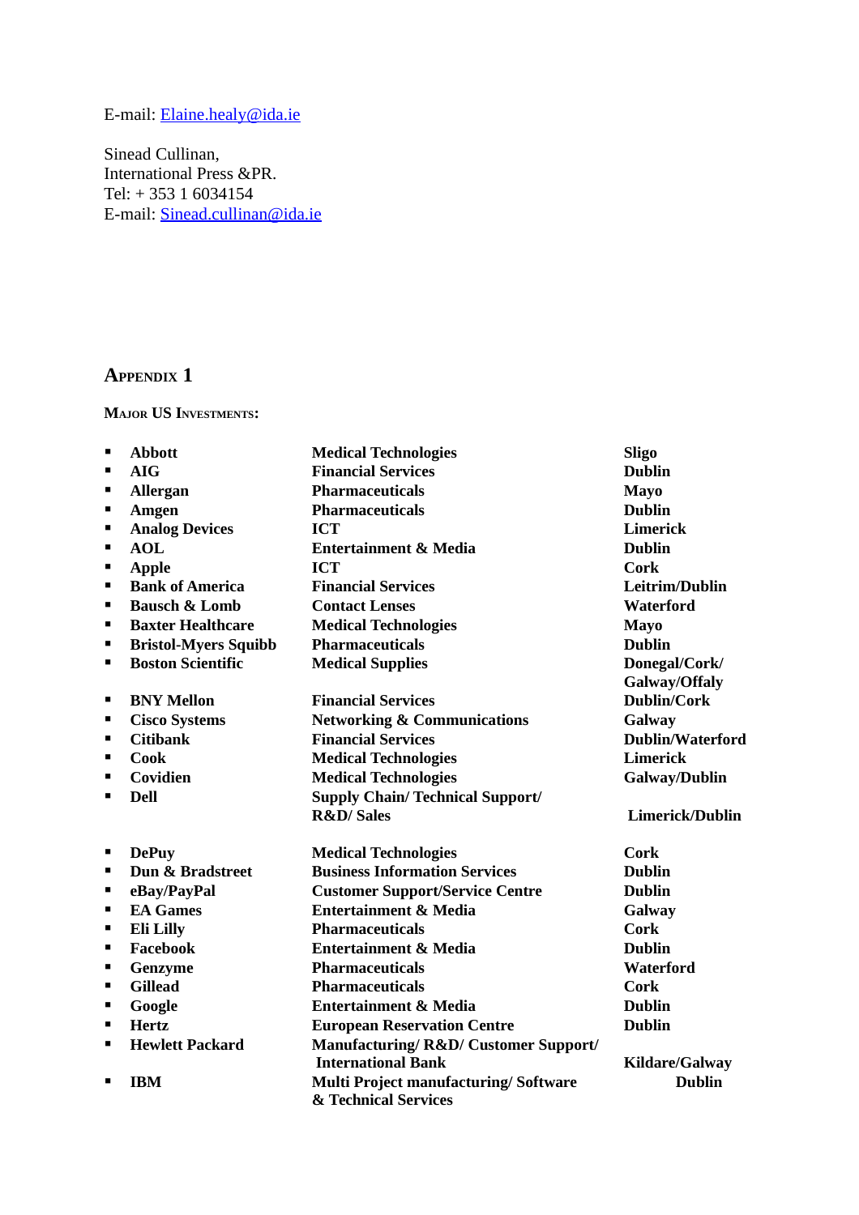E-mail: Elaine.healy@ida.ie

Sinead Cullinan,
International Press &PR.
Tel: + 353 1 6034154
E-mail: Sinead.cullinan@ida.ie

# Appendix 1

**Major US Investments:**

| | | |
|---|---|---|
| **Abbott** | **Medical Technologies** | **Sligo** |
| **AIG** | **Financial Services** | **Dublin** |
| **Allergan** | **Pharmaceuticals** | **Mayo** |
| **Amgen** | **Pharmaceuticals** | **Dublin** |
| **Analog Devices** | **ICT** | **Limerick** |
| **AOL** | **Entertainment & Media** | **Dublin** |
| **Apple** | **ICT** | **Cork** |
| **Bank of America** | **Financial Services** | **Leitrim/Dublin** |
| **Bausch & Lomb** | **Contact Lenses** | **Waterford** |
| **Baxter Healthcare** | **Medical Technologies** | **Mayo** |
| **Bristol-Myers Squibb** | **Pharmaceuticals** | **Dublin** |
| **Boston Scientific** | **Medical Supplies** | **Donegal/Cork/ Galway/Offaly** |
| **BNY Mellon** | **Financial Services** | **Dublin/Cork** |
| **Cisco Systems** | **Networking & Communications** | **Galway** |
| **Citibank** | **Financial Services** | **Dublin/Waterford** |
| **Cook** | **Medical Technologies** | **Limerick** |
| **Covidien** | **Medical Technologies** | **Galway/Dublin** |
| **Dell** | **Supply Chain/ Technical Support/ R&D/ Sales** | **Limerick/Dublin** |
| **DePuy** | **Medical Technologies** | **Cork** |
| **Dun & Bradstreet** | **Business Information Services** | **Dublin** |
| **eBay/PayPal** | **Customer Support/Service Centre** | **Dublin** |
| **EA Games** | **Entertainment & Media** | **Galway** |
| **Eli Lilly** | **Pharmaceuticals** | **Cork** |
| **Facebook** | **Entertainment & Media** | **Dublin** |
| **Genzyme** | **Pharmaceuticals** | **Waterford** |
| **Gillead** | **Pharmaceuticals** | **Cork** |
| **Google** | **Entertainment & Media** | **Dublin** |
| **Hertz** | **European Reservation Centre** | **Dublin** |
| **Hewlett Packard** | **Manufacturing/ R&D/ Customer Support/ International Bank** | **Kildare/Galway** |
| **IBM** | **Multi Project manufacturing/ Software & Technical Services** | **Dublin** |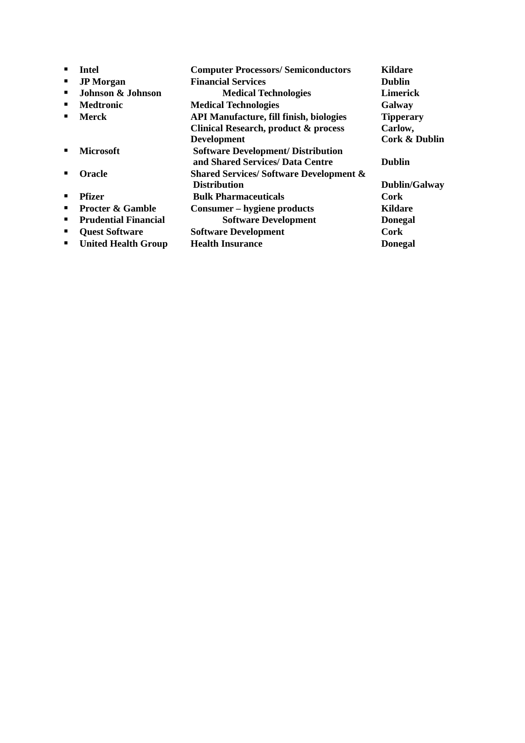- **Intel** **Computer Processors/ Semiconductors** **Kildare**
- **JP Morgan** **Financial Services** **Dublin**
- **Johnson & Johnson** **Medical Technologies** **Limerick**
- **Medtronic** **Medical Technologies** **Galway**
- **Merck** **API Manufacture, fill finish, biologies** **Tipperary**
  **Clinical Research, product & process Development** **Carlow, Cork & Dublin**
- **Microsoft** **Software Development/ Distribution and Shared Services/ Data Centre** **Dublin**
- **Oracle** **Shared Services/ Software Development & Distribution** **Dublin/Galway**
- **Pfizer** **Bulk Pharmaceuticals** **Cork**
- **Procter & Gamble** **Consumer – hygiene products** **Kildare**
- **Prudential Financial** **Software Development** **Donegal**
- **Quest Software** **Software Development** **Cork**
- **United Health Group** **Health Insurance** **Donegal**